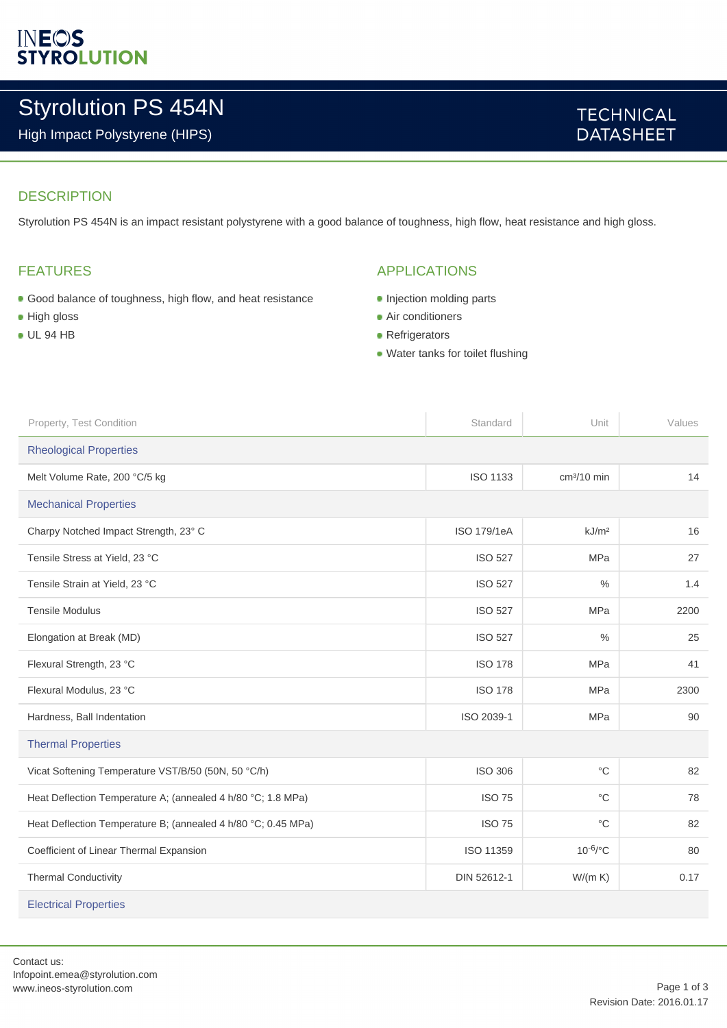INEOS STYROLUTION

# Styrolution PS 454N

High Impact Polystyrene (HIPS)

TECHNICAL DATASHEET

## DESCRIPTION

Styrolution PS 454N is an impact resistant polystyrene with a good balance of toughness, high flow, heat resistance and high gloss.

## FEATURES

- Good balance of toughness, high flow, and heat resistance
- High gloss
- UL 94 HB

## APPLICATIONS

- Injection molding parts
- Air conditioners
- Refrigerators
- Water tanks for toilet flushing

| Property, Test Condition | Standard | Unit | Values |
|---|---|---|---|
| **Rheological Properties** | | | |
| Melt Volume Rate, 200 °C/5 kg | ISO 1133 | cm³/10 min | 14 |
| **Mechanical Properties** | | | |
| Charpy Notched Impact Strength, 23° C | ISO 179/1eA | kJ/m² | 16 |
| Tensile Stress at Yield, 23 °C | ISO 527 | MPa | 27 |
| Tensile Strain at Yield, 23 °C | ISO 527 | % | 1.4 |
| Tensile Modulus | ISO 527 | MPa | 2200 |
| Elongation at Break (MD) | ISO 527 | % | 25 |
| Flexural Strength, 23 °C | ISO 178 | MPa | 41 |
| Flexural Modulus, 23 °C | ISO 178 | MPa | 2300 |
| Hardness, Ball Indentation | ISO 2039-1 | MPa | 90 |
| **Thermal Properties** | | | |
| Vicat Softening Temperature VST/B/50 (50N, 50 °C/h) | ISO 306 | °C | 82 |
| Heat Deflection Temperature A; (annealed 4 h/80 °C; 1.8 MPa) | ISO 75 | °C | 78 |
| Heat Deflection Temperature B; (annealed 4 h/80 °C; 0.45 MPa) | ISO 75 | °C | 82 |
| Coefficient of Linear Thermal Expansion | ISO 11359 | $10^{-6}$/°C | 80 |
| Thermal Conductivity | DIN 52612-1 | W/(m K) | 0.17 |
| **Electrical Properties** | | | |

Contact us:
Infopoint.emea@styrolution.com
www.ineos-styrolution.com

Revision Date: 2016.01.17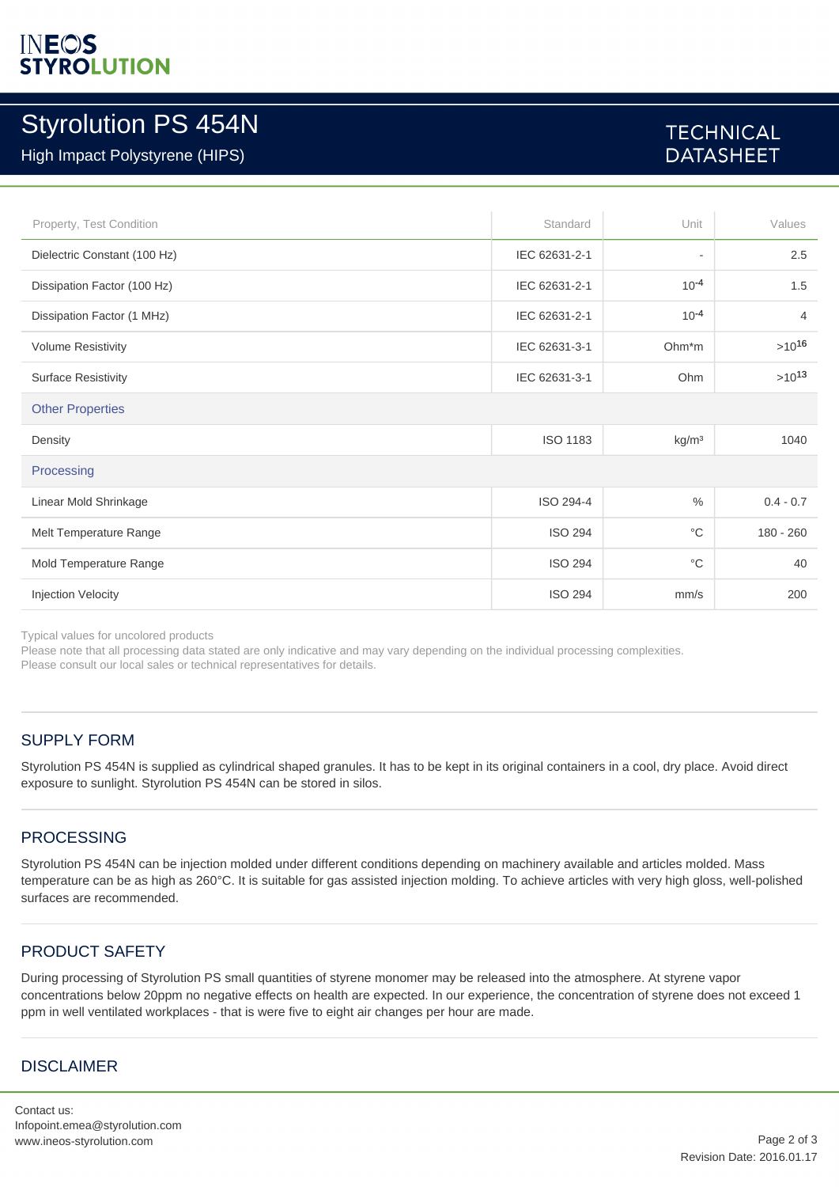# Styrolution PS 454N

High Impact Polystyrene (HIPS)

TECHNICAL DATASHEET

| Property, Test Condition | Standard | Unit | Values |
|---|---|---|---|
| Dielectric Constant (100 Hz) | IEC 62631-2-1 | - | 2.5 |
| Dissipation Factor (100 Hz) | IEC 62631-2-1 | $10^{-4}$ | 1.5 |
| Dissipation Factor (1 MHz) | IEC 62631-2-1 | $10^{-4}$ | 4 |
| Volume Resistivity | IEC 62631-3-1 | Ohm*m | $>10^{16}$ |
| Surface Resistivity | IEC 62631-3-1 | Ohm | $>10^{13}$ |
| **Other Properties** | | | |
| Density | ISO 1183 | kg/m³ | 1040 |
| **Processing** | | | |
| Linear Mold Shrinkage | ISO 294-4 | % | 0.4 - 0.7 |
| Melt Temperature Range | ISO 294 | °C | 180 - 260 |
| Mold Temperature Range | ISO 294 | °C | 40 |
| Injection Velocity | ISO 294 | mm/s | 200 |

Typical values for uncolored products
Please note that all processing data stated are only indicative and may vary depending on the individual processing complexities.
Please consult our local sales or technical representatives for details.

## SUPPLY FORM

Styrolution PS 454N is supplied as cylindrical shaped granules. It has to be kept in its original containers in a cool, dry place. Avoid direct exposure to sunlight. Styrolution PS 454N can be stored in silos.

## PROCESSING

Styrolution PS 454N can be injection molded under different conditions depending on machinery available and articles molded. Mass temperature can be as high as 260°C. It is suitable for gas assisted injection molding. To achieve articles with very high gloss, well-polished surfaces are recommended.

## PRODUCT SAFETY

During processing of Styrolution PS small quantities of styrene monomer may be released into the atmosphere. At styrene vapor concentrations below 20ppm no negative effects on health are expected. In our experience, the concentration of styrene does not exceed 1 ppm in well ventilated workplaces - that is were five to eight air changes per hour are made.

## DISCLAIMER

Contact us:
Infopoint.emea@styrolution.com
www.ineos-styrolution.com

Revision Date: 2016.01.17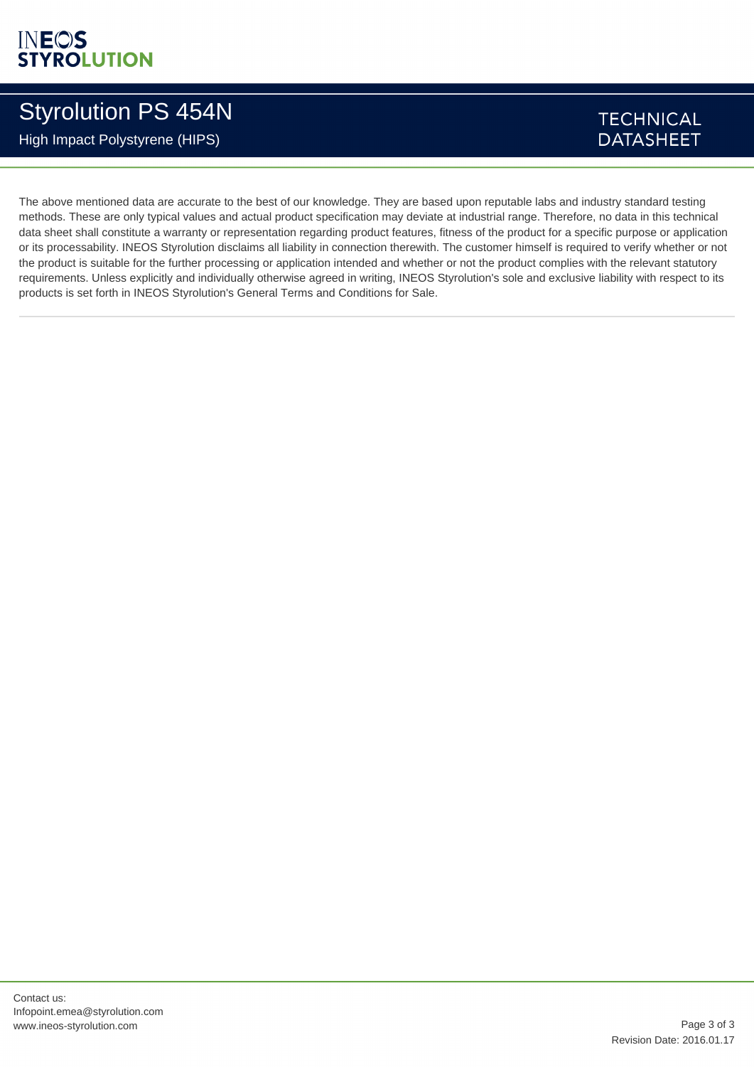The above mentioned data are accurate to the best of our knowledge. They are based upon reputable labs and industry standard testing methods. These are only typical values and actual product specification may deviate at industrial range. Therefore, no data in this technical data sheet shall constitute a warranty or representation regarding product features, fitness of the product for a specific purpose or application or its processability. INEOS Styrolution disclaims all liability in connection therewith. The customer himself is required to verify whether or not the product is suitable for the further processing or application intended and whether or not the product complies with the relevant statutory requirements. Unless explicitly and individually otherwise agreed in writing, INEOS Styrolution's sole and exclusive liability with respect to its products is set forth in INEOS Styrolution's General Terms and Conditions for Sale.